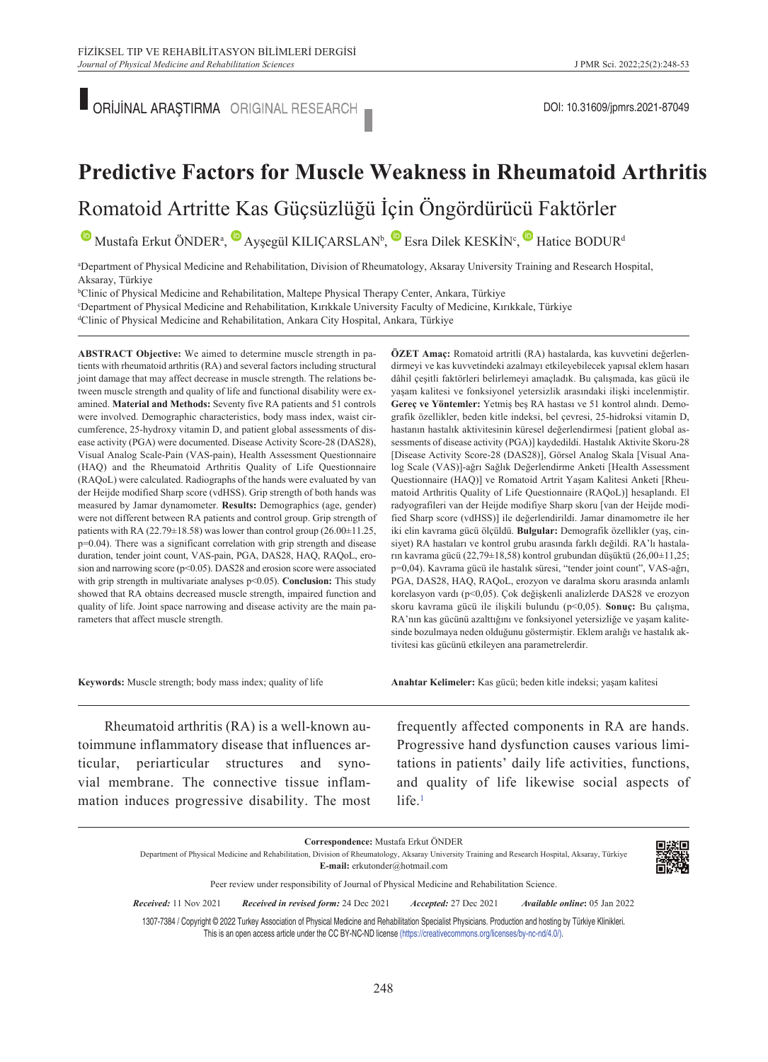ORİJİNAL ARAŞTIRMA ORIGINAL RESEARCH

DOI: 10.31609/jpmrs.2021-87049

# Predictive Factors for Muscle Weakness in Rheumatoid Arthritis

## Romatoid Artritte Kas Güçsüzlüğü İçin Öngördürücü Faktörler

Mustafa Erkut ÖNDER[a], Ayşegül KILIÇARSLAN[b], Esra Dilek KESKİN[c], Hatice BODUR[d]

[a]Department of Physical Medicine and Rehabilitation, Division of Rheumatology, Aksaray University Training and Research Hospital, Aksaray, Türkiye

[b]Clinic of Physical Medicine and Rehabilitation, Maltepe Physical Therapy Center, Ankara, Türkiye

[c]Department of Physical Medicine and Rehabilitation, Kırıkkale University Faculty of Medicine, Kırıkkale, Türkiye

[d]Clinic of Physical Medicine and Rehabilitation, Ankara City Hospital, Ankara, Türkiye

**ABSTRACT Objective:** We aimed to determine muscle strength in patients with rheumatoid arthritis (RA) and several factors including structural joint damage that may affect decrease in muscle strength. The relations between muscle strength and quality of life and functional disability were examined. **Material and Methods:** Seventy five RA patients and 51 controls were involved. Demographic characteristics, body mass index, waist circumference, 25-hydroxy vitamin D, and patient global assessments of disease activity (PGA) were documented. Disease Activity Score-28 (DAS28), Visual Analog Scale-Pain (VAS-pain), Health Assessment Questionnaire (HAQ) and the Rheumatoid Arthritis Quality of Life Questionnaire (RAQoL) were calculated. Radiographs of the hands were evaluated by van der Heijde modified Sharp score (vdHSS). Grip strength of both hands was measured by Jamar dynamometer. **Results:** Demographics (age, gender) were not different between RA patients and control group. Grip strength of patients with RA (22.79±18.58) was lower than control group (26.00±11.25, p=0.04). There was a significant correlation with grip strength and disease duration, tender joint count, VAS-pain, PGA, DAS28, HAQ, RAQoL, erosion and narrowing score (p<0.05). DAS28 and erosion score were associated with grip strength in multivariate analyses p<0.05). **Conclusion:** This study showed that RA obtains decreased muscle strength, impaired function and quality of life. Joint space narrowing and disease activity are the main parameters that affect muscle strength.

**Keywords:** Muscle strength; body mass index; quality of life

**ÖZET Amaç:** Romatoid artritli (RA) hastalarda, kas kuvvetini değerlendirmeyi ve kas kuvvetindeki azalmayı etkileyebilecek yapısal eklem hasarı dâhil çeşitli faktörleri belirlemeyi amaçladık. Bu çalışmada, kas gücü ile yaşam kalitesi ve fonksiyonel yetersizlik arasındaki ilişki incelenmiştir. **Gereç ve Yöntemler:** Yetmiş beş RA hastası ve 51 kontrol alındı. Demografik özellikler, beden kitle indeksi, bel çevresi, 25-hidroksi vitamin D, hastanın hastalık aktivitesinin küresel değerlendirmesi [patient global assessments of disease activity (PGA)] kaydedildi. Hastalık Aktivite Skoru-28 [Disease Activity Score-28 (DAS28)], Görsel Analog Skala [Visual Analog Scale (VAS)]-ağrı Sağlık Değerlendirme Anketi [Health Assessment Questionnaire (HAQ)] ve Romatoid Artrit Yaşam Kalitesi Anketi [Rheumatoid Arthritis Quality of Life Questionnaire (RAQoL)] hesaplandı. El radyografileri van der Heijde modifiye Sharp skoru [van der Heijde modified Sharp score (vdHSS)] ile değerlendirildi. Jamar dinamometre ile her iki elin kavrama gücü ölçüldü. **Bulgular:** Demografik özellikler (yaş, cinsiyet) RA hastaları ve kontrol grubu arasında farklı değildi. RA'lı hastaların kavrama gücü (22,79±18,58) kontrol grubundan düşüktü (26,00±11,25; p=0,04). Kavrama gücü ile hastalık süresi, "tender joint count", VAS-ağrı, PGA, DAS28, HAQ, RAQoL, erozyon ve daralma skoru arasında anlamlı korelasyon vardı (p<0,05). Çok değişkenli analizlerde DAS28 ve erozyon skoru kavrama gücü ile ilişkili bulundu (p<0,05). **Sonuç:** Bu çalışma, RA'nın kas gücünü azalttığını ve fonksiyonel yetersizliğe ve yaşam kalitesinde bozulmaya neden olduğunu göstermiştir. Eklem aralığı ve hastalık aktivitesi kas gücünü etkileyen ana parametrelerdir.

**Anahtar Kelimeler:** Kas gücü; beden kitle indeksi; yaşam kalitesi

Rheumatoid arthritis (RA) is a well-known autoimmune inflammatory disease that influences articular, periarticular structures and synovial membrane. The connective tissue inflammation induces progressive disability. The most frequently affected components in RA are hands. Progressive hand dysfunction causes various limitations in patients' daily life activities, functions, and quality of life likewise social aspects of life.[1]

**Correspondence:** Mustafa Erkut ÖNDER
Department of Physical Medicine and Rehabilitation, Division of Rheumatology, Aksaray University Training and Research Hospital, Aksaray, Türkiye
**E-mail:** erkutonder@hotmail.com

Peer review under responsibility of Journal of Physical Medicine and Rehabilitation Science.

*Received:* 11 Nov 2021 *Received in revised form:* 24 Dec 2021 *Accepted:* 27 Dec 2021 *Available online:* 05 Jan 2022

1307-7384 / Copyright © 2022 Turkey Association of Physical Medicine and Rehabilitation Specialist Physicians. Production and hosting by Türkiye Klinikleri.
This is an open access article under the CC BY-NC-ND license (https://creativecommons.org/licenses/by-nc-nd/4.0/).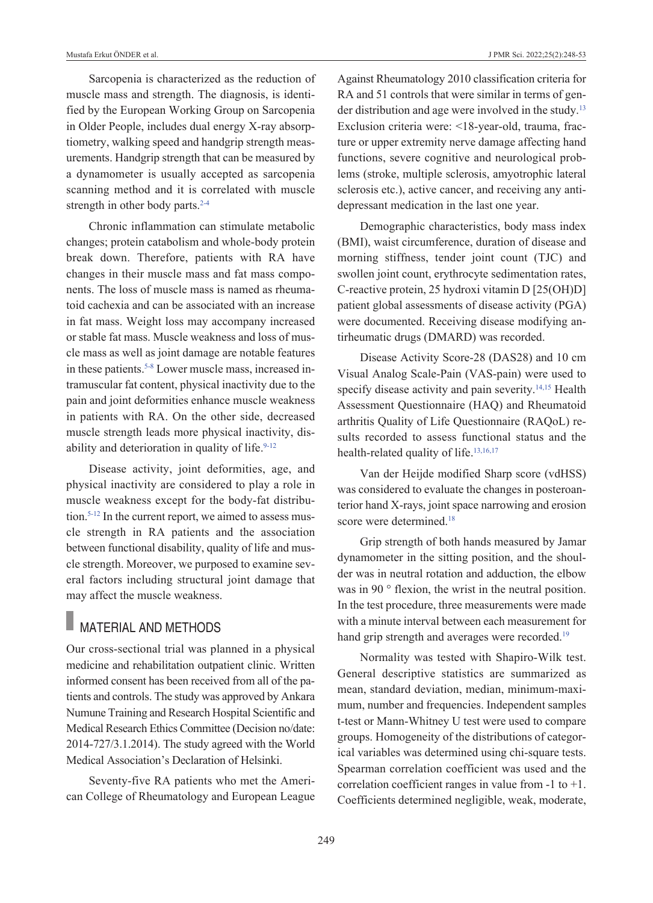Sarcopenia is characterized as the reduction of muscle mass and strength. The diagnosis, is identified by the European Working Group on Sarcopenia in Older People, includes dual energy X-ray absorptiometry, walking speed and handgrip strength measurements. Handgrip strength that can be measured by a dynamometer is usually accepted as sarcopenia scanning method and it is correlated with muscle strength in other body parts.[2-4]

Chronic inflammation can stimulate metabolic changes; protein catabolism and whole-body protein break down. Therefore, patients with RA have changes in their muscle mass and fat mass components. The loss of muscle mass is named as rheumatoid cachexia and can be associated with an increase in fat mass. Weight loss may accompany increased or stable fat mass. Muscle weakness and loss of muscle mass as well as joint damage are notable features in these patients.[5-8] Lower muscle mass, increased intramuscular fat content, physical inactivity due to the pain and joint deformities enhance muscle weakness in patients with RA. On the other side, decreased muscle strength leads more physical inactivity, disability and deterioration in quality of life.[9-12]

Disease activity, joint deformities, age, and physical inactivity are considered to play a role in muscle weakness except for the body-fat distribution.[5-12] In the current report, we aimed to assess muscle strength in RA patients and the association between functional disability, quality of life and muscle strength. Moreover, we purposed to examine several factors including structural joint damage that may affect the muscle weakness.

## MATERIAL AND METHODS

Our cross-sectional trial was planned in a physical medicine and rehabilitation outpatient clinic. Written informed consent has been received from all of the patients and controls. The study was approved by Ankara Numune Training and Research Hospital Scientific and Medical Research Ethics Committee (Decision no/date: 2014-727/3.1.2014). The study agreed with the World Medical Association's Declaration of Helsinki.

Seventy-five RA patients who met the American College of Rheumatology and European League Against Rheumatology 2010 classification criteria for RA and 51 controls that were similar in terms of gender distribution and age were involved in the study.[13] Exclusion criteria were: <18-year-old, trauma, fracture or upper extremity nerve damage affecting hand functions, severe cognitive and neurological problems (stroke, multiple sclerosis, amyotrophic lateral sclerosis etc.), active cancer, and receiving any antidepressant medication in the last one year.

Demographic characteristics, body mass index (BMI), waist circumference, duration of disease and morning stiffness, tender joint count (TJC) and swollen joint count, erythrocyte sedimentation rates, C-reactive protein, 25 hydroxi vitamin D [25(OH)D] patient global assessments of disease activity (PGA) were documented. Receiving disease modifying antirheumatic drugs (DMARD) was recorded.

Disease Activity Score-28 (DAS28) and 10 cm Visual Analog Scale-Pain (VAS-pain) were used to specify disease activity and pain severity.[14,15] Health Assessment Questionnaire (HAQ) and Rheumatoid arthritis Quality of Life Questionnaire (RAQoL) results recorded to assess functional status and the health-related quality of life.[13,16,17]

Van der Heijde modified Sharp score (vdHSS) was considered to evaluate the changes in posteroanterior hand X-rays, joint space narrowing and erosion score were determined.[18]

Grip strength of both hands measured by Jamar dynamometer in the sitting position, and the shoulder was in neutral rotation and adduction, the elbow was in 90 ° flexion, the wrist in the neutral position. In the test procedure, three measurements were made with a minute interval between each measurement for hand grip strength and averages were recorded.[19]

Normality was tested with Shapiro-Wilk test. General descriptive statistics are summarized as mean, standard deviation, median, minimum-maximum, number and frequencies. Independent samples t-test or Mann-Whitney U test were used to compare groups. Homogeneity of the distributions of categorical variables was determined using chi-square tests. Spearman correlation coefficient was used and the correlation coefficient ranges in value from -1 to +1. Coefficients determined negligible, weak, moderate,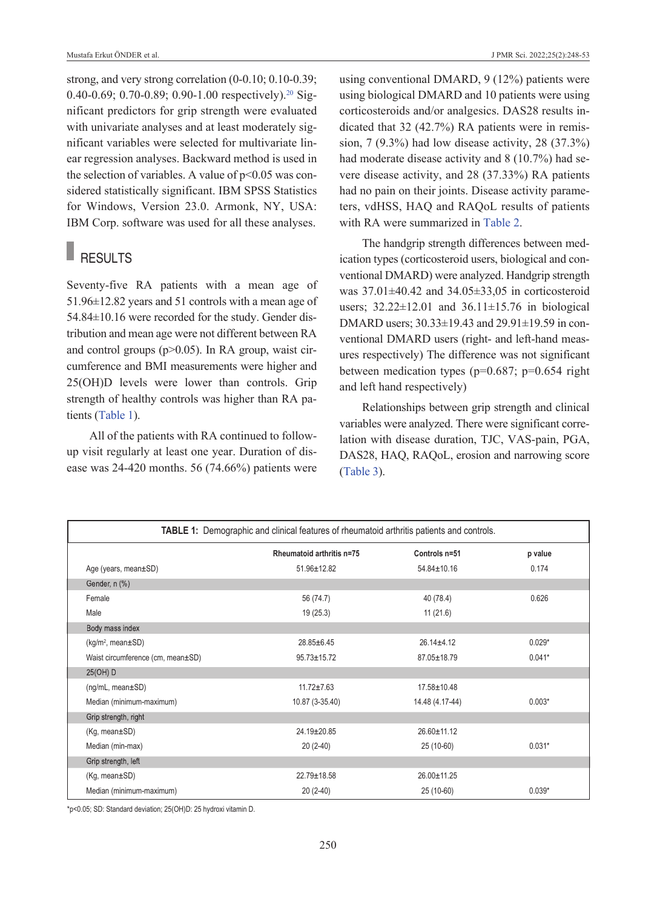strong, and very strong correlation (0-0.10; 0.10-0.39; 0.40-0.69; 0.70-0.89; 0.90-1.00 respectively).[20] Significant predictors for grip strength were evaluated with univariate analyses and at least moderately significant variables were selected for multivariate linear regression analyses. Backward method is used in the selection of variables. A value of $p<0.05$ was considered statistically significant. IBM SPSS Statistics for Windows, Version 23.0. Armonk, NY, USA: IBM Corp. software was used for all these analyses.

## RESULTS

Seventy-five RA patients with a mean age of 51.96±12.82 years and 51 controls with a mean age of 54.84±10.16 were recorded for the study. Gender distribution and mean age were not different between RA and control groups ($p>0.05$). In RA group, waist circumference and BMI measurements were higher and 25(OH)D levels were lower than controls. Grip strength of healthy controls was higher than RA patients (Table 1).

All of the patients with RA continued to follow-up visit regularly at least one year. Duration of disease was 24-420 months. 56 (74.66%) patients were using conventional DMARD, 9 (12%) patients were using biological DMARD and 10 patients were using corticosteroids and/or analgesics. DAS28 results indicated that 32 (42.7%) RA patients were in remission, 7 (9.3%) had low disease activity, 28 (37.3%) had moderate disease activity and 8 (10.7%) had severe disease activity, and 28 (37.33%) RA patients had no pain on their joints. Disease activity parameters, vdHSS, HAQ and RAQoL results of patients with RA were summarized in Table 2.

The handgrip strength differences between medication types (corticosteroid users, biological and conventional DMARD) were analyzed. Handgrip strength was 37.01±40.42 and 34.05±33,05 in corticosteroid users; 32.22±12.01 and 36.11±15.76 in biological DMARD users; 30.33±19.43 and 29.91±19.59 in conventional DMARD users (right- and left-hand measures respectively) The difference was not significant between medication types ($p=0.687$; $p=0.654$ right and left hand respectively)

Relationships between grip strength and clinical variables were analyzed. There were significant correlation with disease duration, TJC, VAS-pain, PGA, DAS28, HAQ, RAQoL, erosion and narrowing score (Table 3).

**TABLE 1:** Demographic and clinical features of rheumatoid arthritis patients and controls.

| | Rheumatoid arthritis n=75 | Controls n=51 | p value |
|---|---|---|---|
| Age (years, mean±SD) | 51.96±12.82 | 54.84±10.16 | 0.174 |
| Gender, n (%) | | | |
| Female | 56 (74.7) | 40 (78.4) | 0.626 |
| Male | 19 (25.3) | 11 (21.6) | |
| Body mass index | | | |
| (kg/m$^2$, mean±SD) | 28.85±6.45 | 26.14±4.12 | 0.029* |
| Waist circumference (cm, mean±SD) | 95.73±15.72 | 87.05±18.79 | 0.041* |
| 25(OH) D | | | |
| (ng/mL, mean±SD) | 11.72±7.63 | 17.58±10.48 | |
| Median (minimum-maximum) | 10.87 (3-35.40) | 14.48 (4.17-44) | 0.003* |
| Grip strength, right | | | |
| (Kg, mean±SD) | 24.19±20.85 | 26.60±11.12 | |
| Median (min-max) | 20 (2-40) | 25 (10-60) | 0.031* |
| Grip strength, left | | | |
| (Kg, mean±SD) | 22.79±18.58 | 26.00±11.25 | |
| Median (minimum-maximum) | 20 (2-40) | 25 (10-60) | 0.039* |

*p<0.05; SD: Standard deviation; 25(OH)D: 25 hydroxi vitamin D.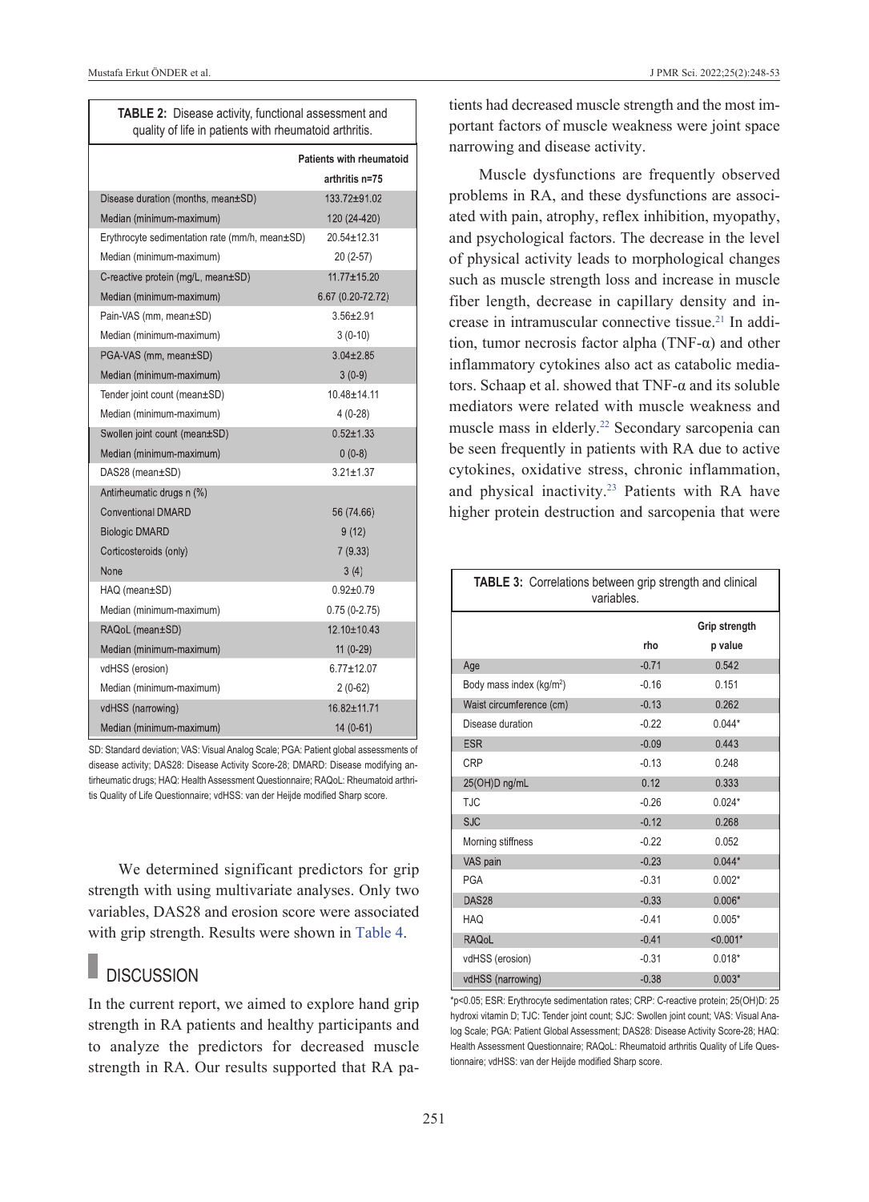**TABLE 2:** Disease activity, functional assessment and quality of life in patients with rheumatoid arthritis.

| | Patients with rheumatoid arthritis n=75 |
|---|---|
| Disease duration (months, mean±SD) | 133.72±91.02 |
| Median (minimum-maximum) | 120 (24-420) |
| Erythrocyte sedimentation rate (mm/h, mean±SD) | 20.54±12.31 |
| Median (minimum-maximum) | 20 (2-57) |
| C-reactive protein (mg/L, mean±SD) | 11.77±15.20 |
| Median (minimum-maximum) | 6.67 (0.20-72.72) |
| Pain-VAS (mm, mean±SD) | 3.56±2.91 |
| Median (minimum-maximum) | 3 (0-10) |
| PGA-VAS (mm, mean±SD) | 3.04±2.85 |
| Median (minimum-maximum) | 3 (0-9) |
| Tender joint count (mean±SD) | 10.48±14.11 |
| Median (minimum-maximum) | 4 (0-28) |
| Swollen joint count (mean±SD) | 0.52±1.33 |
| Median (minimum-maximum) | 0 (0-8) |
| DAS28 (mean±SD) | 3.21±1.37 |
| Antirheumatic drugs n (%) | |
| Conventional DMARD | 56 (74.66) |
| Biologic DMARD | 9 (12) |
| Corticosteroids (only) | 7 (9.33) |
| None | 3 (4) |
| HAQ (mean±SD) | 0.92±0.79 |
| Median (minimum-maximum) | 0.75 (0-2.75) |
| RAQoL (mean±SD) | 12.10±10.43 |
| Median (minimum-maximum) | 11 (0-29) |
| vdHSS (erosion) | 6.77±12.07 |
| Median (minimum-maximum) | 2 (0-62) |
| vdHSS (narrowing) | 16.82±11.71 |
| Median (minimum-maximum) | 14 (0-61) |

SD: Standard deviation; VAS: Visual Analog Scale; PGA: Patient global assessments of disease activity; DAS28: Disease Activity Score-28; DMARD: Disease modifying antirheumatic drugs; HAQ: Health Assessment Questionnaire; RAQoL: Rheumatoid arthritis Quality of Life Questionnaire; vdHSS: van der Heijde modified Sharp score.

We determined significant predictors for grip strength with using multivariate analyses. Only two variables, DAS28 and erosion score were associated with grip strength. Results were shown in Table 4.

## DISCUSSION

In the current report, we aimed to explore hand grip strength in RA patients and healthy participants and to analyze the predictors for decreased muscle strength in RA. Our results supported that RA patients had decreased muscle strength and the most important factors of muscle weakness were joint space narrowing and disease activity.

Muscle dysfunctions are frequently observed problems in RA, and these dysfunctions are associated with pain, atrophy, reflex inhibition, myopathy, and psychological factors. The decrease in the level of physical activity leads to morphological changes such as muscle strength loss and increase in muscle fiber length, decrease in capillary density and increase in intramuscular connective tissue.[21] In addition, tumor necrosis factor alpha (TNF-α) and other inflammatory cytokines also act as catabolic mediators. Schaap et al. showed that TNF-α and its soluble mediators were related with muscle weakness and muscle mass in elderly.[22] Secondary sarcopenia can be seen frequently in patients with RA due to active cytokines, oxidative stress, chronic inflammation, and physical inactivity.[23] Patients with RA have higher protein destruction and sarcopenia that were

**TABLE 3:** Correlations between grip strength and clinical variables.

| | Grip strength | |
|---|---|---|
| | rho | p value |
| Age | -0.71 | 0.542 |
| Body mass index (kg/m²) | -0.16 | 0.151 |
| Waist circumference (cm) | -0.13 | 0.262 |
| Disease duration | -0.22 | 0.044* |
| ESR | -0.09 | 0.443 |
| CRP | -0.13 | 0.248 |
| 25(OH)D ng/mL | 0.12 | 0.333 |
| TJC | -0.26 | 0.024* |
| SJC | -0.12 | 0.268 |
| Morning stiffness | -0.22 | 0.052 |
| VAS pain | -0.23 | 0.044* |
| PGA | -0.31 | 0.002* |
| DAS28 | -0.33 | 0.006* |
| HAQ | -0.41 | 0.005* |
| RAQoL | -0.41 | <0.001* |
| vdHSS (erosion) | -0.31 | 0.018* |
| vdHSS (narrowing) | -0.38 | 0.003* |

*p<0.05; ESR: Erythrocyte sedimentation rates; CRP: C-reactive protein; 25(OH)D: 25 hydroxi vitamin D; TJC: Tender joint count; SJC: Swollen joint count; VAS: Visual Analog Scale; PGA: Patient Global Assessment; DAS28: Disease Activity Score-28; HAQ: Health Assessment Questionnaire; RAQoL: Rheumatoid arthritis Quality of Life Questionnaire; vdHSS: van der Heijde modified Sharp score.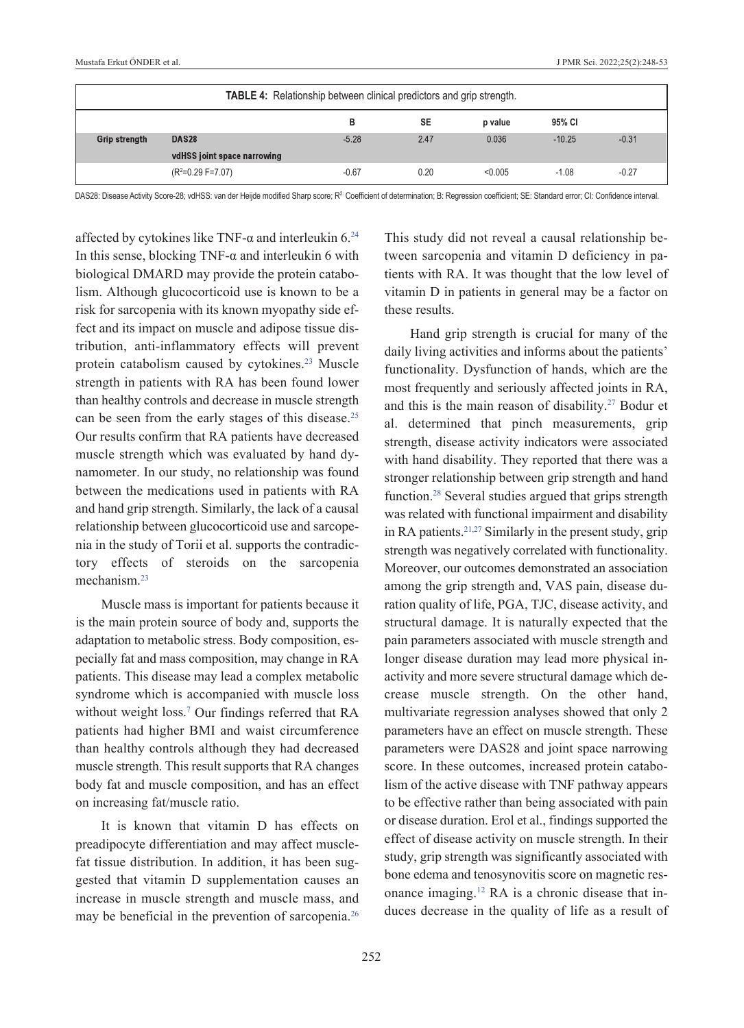**TABLE 4:** Relationship between clinical predictors and grip strength.

| | | B | SE | p value | 95% CI | |
|---|---|---|---|---|---|---|
| **Grip strength** | **DAS28** | -5.28 | 2.47 | 0.036 | -10.25 | -0.31 |
| | **vdHSS joint space narrowing** | | | | | |
| | ($R^2$=0.29 F=7.07) | -0.67 | 0.20 | <0.005 | -1.08 | -0.27 |

DAS28: Disease Activity Score-28; vdHSS: van der Heijde modified Sharp score; $R^2$: Coefficient of determination; B: Regression coefficient; SE: Standard error; CI: Confidence interval.

affected by cytokines like TNF-α and interleukin 6.[24] In this sense, blocking TNF-α and interleukin 6 with biological DMARD may provide the protein catabolism. Although glucocorticoid use is known to be a risk for sarcopenia with its known myopathy side effect and its impact on muscle and adipose tissue distribution, anti-inflammatory effects will prevent protein catabolism caused by cytokines.[23] Muscle strength in patients with RA has been found lower than healthy controls and decrease in muscle strength can be seen from the early stages of this disease.[25] Our results confirm that RA patients have decreased muscle strength which was evaluated by hand dynamometer. In our study, no relationship was found between the medications used in patients with RA and hand grip strength. Similarly, the lack of a causal relationship between glucocorticoid use and sarcopenia in the study of Torii et al. supports the contradictory effects of steroids on the sarcopenia mechanism.[23]

Muscle mass is important for patients because it is the main protein source of body and, supports the adaptation to metabolic stress. Body composition, especially fat and mass composition, may change in RA patients. This disease may lead a complex metabolic syndrome which is accompanied with muscle loss without weight loss.[7] Our findings referred that RA patients had higher BMI and waist circumference than healthy controls although they had decreased muscle strength. This result supports that RA changes body fat and muscle composition, and has an effect on increasing fat/muscle ratio.

It is known that vitamin D has effects on preadipocyte differentiation and may affect muscle-fat tissue distribution. In addition, it has been suggested that vitamin D supplementation causes an increase in muscle strength and muscle mass, and may be beneficial in the prevention of sarcopenia.[26] This study did not reveal a causal relationship between sarcopenia and vitamin D deficiency in patients with RA. It was thought that the low level of vitamin D in patients in general may be a factor on these results.

Hand grip strength is crucial for many of the daily living activities and informs about the patients' functionality. Dysfunction of hands, which are the most frequently and seriously affected joints in RA, and this is the main reason of disability.[27] Bodur et al. determined that pinch measurements, grip strength, disease activity indicators were associated with hand disability. They reported that there was a stronger relationship between grip strength and hand function.[28] Several studies argued that grips strength was related with functional impairment and disability in RA patients.[21,27] Similarly in the present study, grip strength was negatively correlated with functionality. Moreover, our outcomes demonstrated an association among the grip strength and, VAS pain, disease duration quality of life, PGA, TJC, disease activity, and structural damage. It is naturally expected that the pain parameters associated with muscle strength and longer disease duration may lead more physical inactivity and more severe structural damage which decrease muscle strength. On the other hand, multivariate regression analyses showed that only 2 parameters have an effect on muscle strength. These parameters were DAS28 and joint space narrowing score. In these outcomes, increased protein catabolism of the active disease with TNF pathway appears to be effective rather than being associated with pain or disease duration. Erol et al., findings supported the effect of disease activity on muscle strength. In their study, grip strength was significantly associated with bone edema and tenosynovitis score on magnetic resonance imaging.[12] RA is a chronic disease that induces decrease in the quality of life as a result of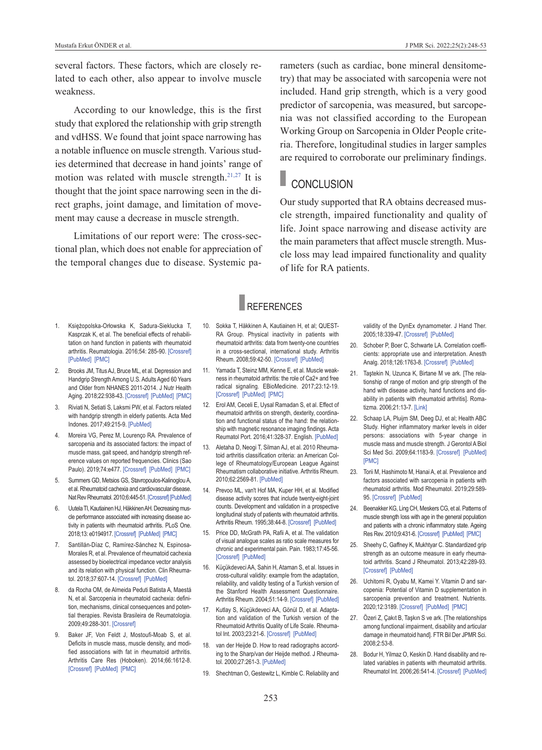several factors. These factors, which are closely related to each other, also appear to involve muscle weakness.

According to our knowledge, this is the first study that explored the relationship with grip strength and vdHSS. We found that joint space narrowing has a notable influence on muscle strength. Various studies determined that decrease in hand joints' range of motion was related with muscle strength.[21,27] It is thought that the joint space narrowing seen in the direct graphs, joint damage, and limitation of movement may cause a decrease in muscle strength.

Limitations of our report were: The cross-sectional plan, which does not enable for appreciation of the temporal changes due to disease. Systemic parameters (such as cardiac, bone mineral densitometry) that may be associated with sarcopenia were not included. Hand grip strength, which is a very good predictor of sarcopenia, was measured, but sarcopenia was not classified according to the European Working Group on Sarcopenia in Older People criteria. Therefore, longitudinal studies in larger samples are required to corroborate our preliminary findings.

## CONCLUSION

Our study supported that RA obtains decreased muscle strength, impaired functionality and quality of life. Joint space narrowing and disease activity are the main parameters that affect muscle strength. Muscle loss may lead impaired functionality and quality of life for RA patients.

## REFERENCES

1. Księżopolska-Orłowska K, Sadura-Sieklucka T, Kasprzak K, et al. The beneficial effects of rehabilitation on hand function in patients with rheumatoid arthritis. Reumatologia. 2016;54: 285-90. [Crossref] [PubMed] [PMC]
2. Brooks JM, Titus AJ, Bruce ML, et al. Depression and Handgrip Strength Among U.S. Adults Aged 60 Years and Older from NHANES 2011-2014. J Nutr Health Aging. 2018;22:938-43. [Crossref] [PubMed] [PMC]
3. Riviati N, Setiati S, Laksmi PW, et al. Factors related with handgrip strength in elderly patients. Acta Med Indones. 2017;49:215-9. [PubMed]
4. Moreira VG, Perez M, Lourenço RA. Prevalence of sarcopenia and its associated factors: the impact of muscle mass, gait speed, and handgrip strength reference values on reported frequencies. Clinics (Sao Paulo). 2019;74:e477. [Crossref] [PubMed] [PMC]
5. Summers GD, Metsios GS, Stavropoulos-Kalinoglou A, et al. Rheumatoid cachexia and cardiovascular disease. Nat Rev Rheumatol. 2010;6:445-51. [Crossref] [PubMed]
6. Uutela TI, Kautiainen HJ, Häkkinen AH. Decreasing muscle performance associated with increasing disease activity in patients with rheumatoid arthritis. PLoS One. 2018;13: e0194917. [Crossref] [PubMed] [PMC]
7. Santillán-Díaz C, Ramírez-Sánchez N, Espinosa-Morales R, et al. Prevalence of rheumatoid cachexia assessed by bioelectrical impedance vector analysis and its relation with physical function. Clin Rheumatol. 2018;37:607-14. [Crossref] [PubMed]
8. da Rocha OM, de Almeida Peduti Batista A, Maestá N, et al. Sarcopenia in rheumatoid cachexia: definition, mechanisms, clinical consequences and potential therapies. Revista Brasileira de Reumatologia. 2009;49:288-301. [Crossref]
9. Baker JF, Von Feldt J, Mostoufi-Moab S, et al. Deficits in muscle mass, muscle density, and modified associations with fat in rheumatoid arthritis. Arthritis Care Res (Hoboken). 2014;66:1612-8. [Crossref] [PubMed] [PMC]
10. Sokka T, Häkkinen A, Kautiainen H, et al; QUEST-RA Group. Physical inactivity in patients with rheumatoid arthritis: data from twenty-one countries in a cross-sectional, international study. Arthritis Rheum. 2008;59:42-50. [Crossref] [PubMed]
11. Yamada T, Steinz MM, Kenne E, et al. Muscle weakness in rheumatoid arthritis: the role of Ca2+ and free radical signaling. EBioMedicine. 2017;23:12-19. [Crossref] [PubMed] [PMC]
12. Erol AM, Ceceli E, Uysal Ramadan S, et al. Effect of rheumatoid arthritis on strength, dexterity, coordination and functional status of the hand: the relationship with magnetic resonance imaging findings. Acta Reumatol Port. 2016;41:328-37. English. [PubMed]
13. Aletaha D, Neogi T, Silman AJ, et al. 2010 Rheumatoid arthritis classification criteria: an American College of Rheumatology/European League Against Rheumatism collaborative initiative. Arthritis Rheum. 2010;62:2569-81. [PubMed]
14. Prevoo ML, van't Hof MA, Kuper HH, et al. Modified disease activity scores that include twenty-eight-joint counts. Development and validation in a prospective longitudinal study of patients with rheumatoid arthritis. Arthritis Rheum. 1995;38:44-8. [Crossref] [PubMed]
15. Price DD, McGrath PA, Rafii A, et al. The validation of visual analogue scales as ratio scale measures for chronic and experimental pain. Pain. 1983;17:45-56. [Crossref] [PubMed]
16. Küçükdeveci AA, Sahin H, Ataman S, et al. Issues in cross-cultural validity: example from the adaptation, reliability, and validity testing of a Turkish version of the Stanford Health Assessment Questionnaire. Arthritis Rheum. 2004;51:14-9. [Crossref] [PubMed]
17. Kutlay S, Küçükdeveci AA, Gönül D, et al. Adaptation and validation of the Turkish version of the Rheumatoid Arthritis Quality of Life Scale. Rheumatol Int. 2003;23:21-6. [Crossref] [PubMed]
18. van der Heijde D. How to read radiographs according to the Sharp/van der Heijde method. J Rheumatol. 2000;27:261-3. [PubMed]
19. Shechtman O, Gestewitz L, Kimble C. Reliability and validity of the DynEx dynamometer. J Hand Ther. 2005;18:339-47. [Crossref] [PubMed]
20. Schober P, Boer C, Schwarte LA. Correlation coefficients: appropriate use and interpretation. Anesth Analg. 2018;126:1763-8. [Crossref] [PubMed]
21. Taştekin N, Uzunca K, Birtane M ve ark. [The relationship of range of motion and grip strength of the hand with disease activity, hand functions and disability in patients with rheumatoid arthritis]. Romatizma. 2006;21:13-7. [Link]
22. Schaap LA, Pluijm SM, Deeg DJ, et al; Health ABC Study. Higher inflammatory marker levels in older persons: associations with 5-year change in muscle mass and muscle strength. J Gerontol A Biol Sci Med Sci. 2009;64:1183-9. [Crossref] [PubMed] [PMC]
23. Torii M, Hashimoto M, Hanai A, et al. Prevalence and factors associated with sarcopenia in patients with rheumatoid arthritis. Mod Rheumatol. 2019;29:589-95. [Crossref] [PubMed]
24. Beenakker KG, Ling CH, Meskers CG, et al. Patterns of muscle strength loss with age in the general population and patients with a chronic inflammatory state. Ageing Res Rev. 2010;9:431-6. [Crossref] [PubMed] [PMC]
25. Sheehy C, Gaffney K, Mukhtyar C. Standardized grip strength as an outcome measure in early rheumatoid arthritis. Scand J Rheumatol. 2013;42:289-93. [Crossref] [PubMed]
26. Uchitomi R, Oyabu M, Kamei Y. Vitamin D and sarcopenia: Potential of Vitamin D supplementation in sarcopenia prevention and treatment. Nutrients. 2020;12:3189. [Crossref] [PubMed] [PMC]
27. Özeri Z, Çakıt B, Taşkın S ve ark. [The relationships among functional impairment, disability and articular damage in rheumatoid hand]. FTR Bil Der JPMR Sci. 2008;2:53-8.
28. Bodur H, Yilmaz O, Keskin D. Hand disability and related variables in patients with rheumatoid arthritis. Rheumatol Int. 2006;26:541-4. [Crossref] [PubMed]